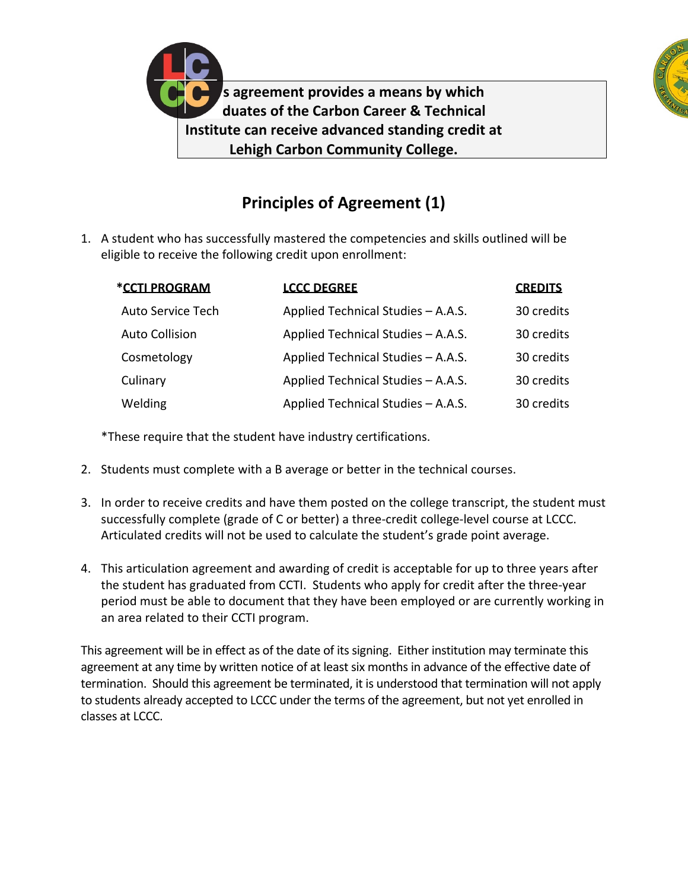s agreement provides a means by which duates of the Carbon Career & Technical Institute can receive advanced standing credit at Lehigh Carbon Community College.

## Principles of Agreement (1)

1. A student who has successfully mastered the competencies and skills outlined will be eligible to receive the following credit upon enrollment:

| *CCTI PROGRAM | LCCC DEGREE | CREDITS |
|---|---|---|
| Auto Service Tech | Applied Technical Studies – A.A.S. | 30 credits |
| Auto Collision | Applied Technical Studies – A.A.S. | 30 credits |
| Cosmetology | Applied Technical Studies – A.A.S. | 30 credits |
| Culinary | Applied Technical Studies – A.A.S. | 30 credits |
| Welding | Applied Technical Studies – A.A.S. | 30 credits |

*These require that the student have industry certifications.

2. Students must complete with a B average or better in the technical courses.

3. In order to receive credits and have them posted on the college transcript, the student must successfully complete (grade of C or better) a three-credit college-level course at LCCC. Articulated credits will not be used to calculate the student's grade point average.

4. This articulation agreement and awarding of credit is acceptable for up to three years after the student has graduated from CCTI. Students who apply for credit after the three-year period must be able to document that they have been employed or are currently working in an area related to their CCTI program.

This agreement will be in effect as of the date of its signing. Either institution may terminate this agreement at any time by written notice of at least six months in advance of the effective date of termination. Should this agreement be terminated, it is understood that termination will not apply to students already accepted to LCCC under the terms of the agreement, but not yet enrolled in classes at LCCC.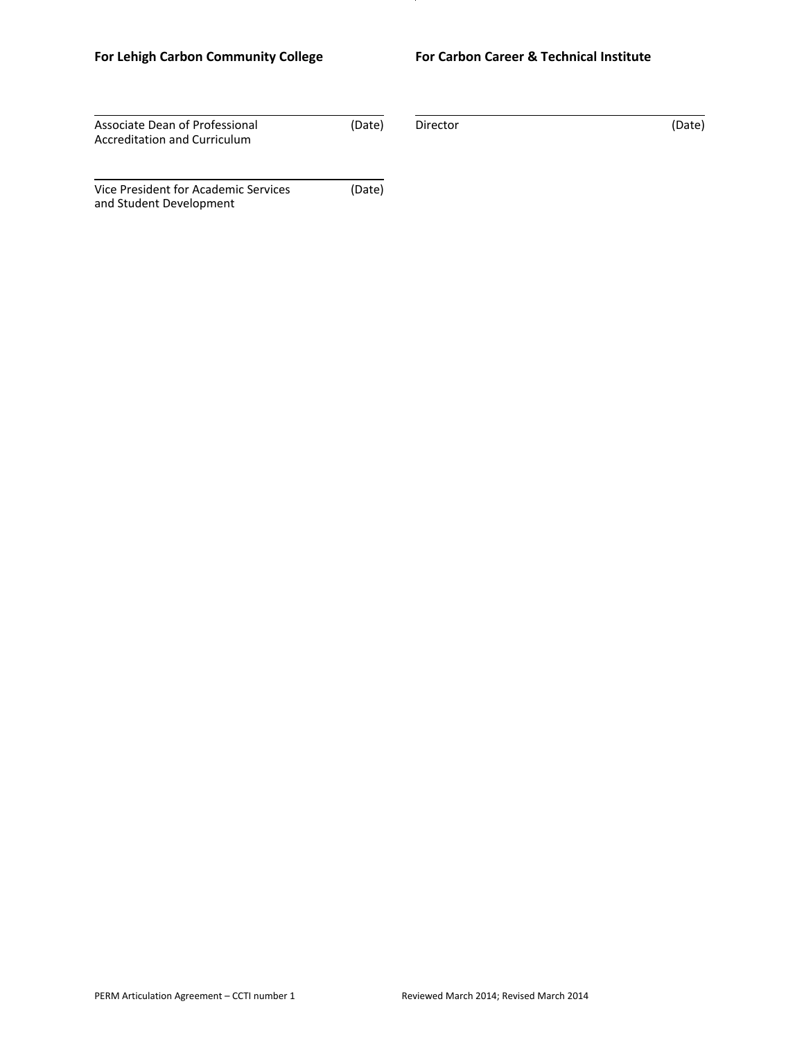**For Lehigh Carbon Community College**

\_\_\_\_\_\_\_\_\_\_\_\_\_\_\_\_\_\_\_\_\_\_\_\_\_\_\_\_\_\_\_\_\_\_\_\_\_\_\_\_

Associate Dean of Professional Accreditation and Curriculum (Date)

\_\_\_\_\_\_\_\_\_\_\_\_\_\_\_\_\_\_\_\_\_\_\_\_\_\_\_\_\_\_\_\_\_\_\_\_\_\_\_\_

Vice President for Academic Services and Student Development (Date)

**For Carbon Career & Technical Institute**

\_\_\_\_\_\_\_\_\_\_\_\_\_\_\_\_\_\_\_\_\_\_\_\_\_\_\_\_\_\_\_\_\_\_\_\_\_\_\_\_

Director (Date)

PERM Articulation Agreement – CCTI number 1 Reviewed March 2014; Revised March 2014